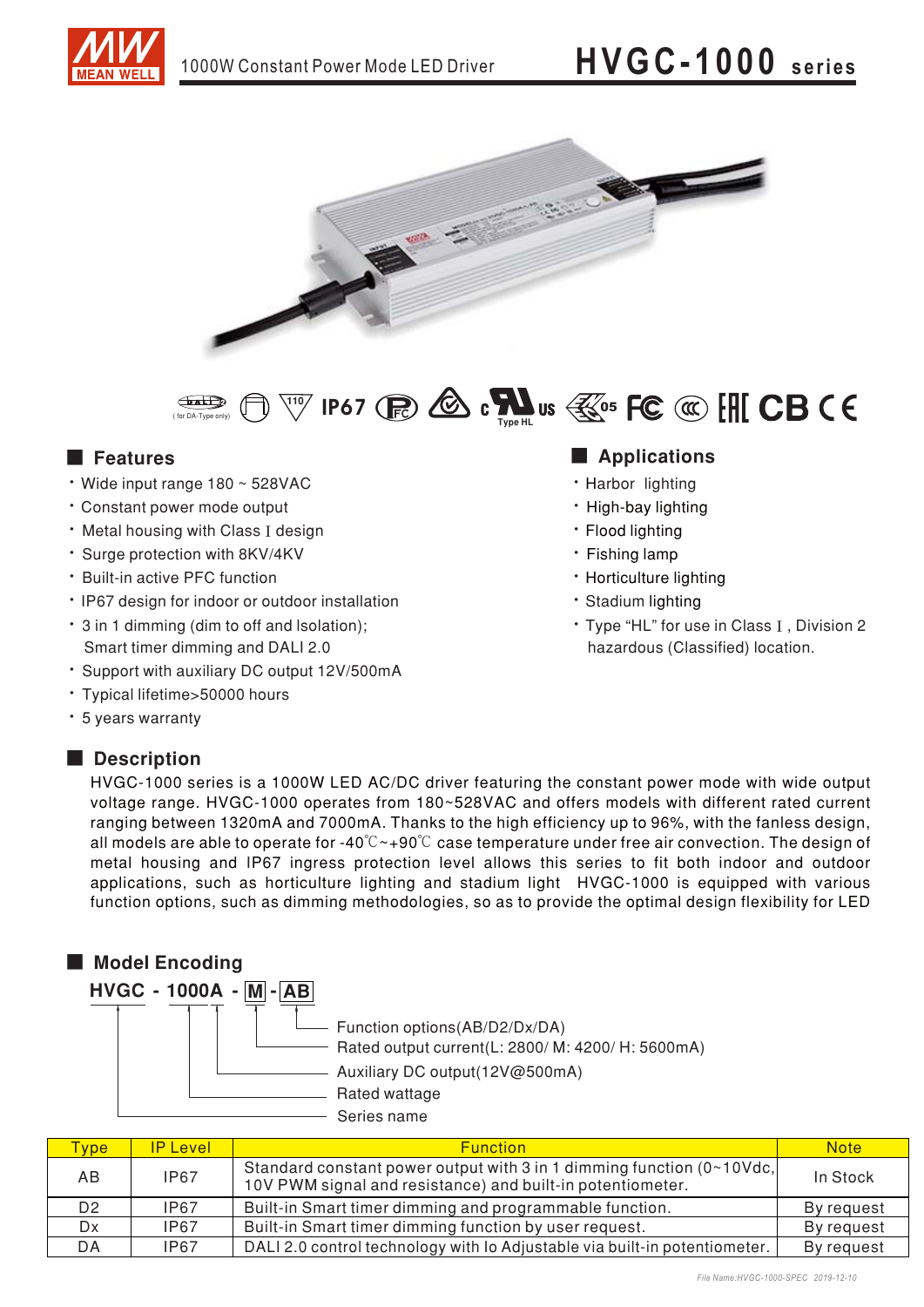# HVGC-1000 series

1000W Constant Power Mode LED Driver

( for DA-Type only)

IP67

Type HL

## ■ Features

- Wide input range 180 ~ 528VAC
- Constant power mode output
- Metal housing with Class I design
- Surge protection with 8KV/4KV
- Built-in active PFC function
- IP67 design for indoor or outdoor installation
- 3 in 1 dimming (dim to off and Isolation); Smart timer dimming and DALI 2.0
- Support with auxiliary DC output 12V/500mA
- Typical lifetime>50000 hours
- 5 years warranty

## ■ Applications

- Harbor lighting
- High-bay lighting
- Flood lighting
- Fishing lamp
- Horticulture lighting
- Stadium lighting
- Type “HL” for use in Class I , Division 2 hazardous (Classified) location.

## ■ Description

HVGC-1000 series is a 1000W LED AC/DC driver featuring the constant power mode with wide output voltage range. HVGC-1000 operates from 180~528VAC and offers models with different rated current ranging between 1320mA and 7000mA. Thanks to the high efficiency up to 96%, with the fanless design, all models are able to operate for -40℃~+90℃ case temperature under free air convection. The design of metal housing and IP67 ingress protection level allows this series to fit both indoor and outdoor applications, such as horticulture lighting and stadium light HVGC-1000 is equipped with various function options, such as dimming methodologies, so as to provide the optimal design flexibility for LED

## ■ Model Encoding

**HVGC - 1000A - M - AB**

- AB: Function options(AB/D2/Dx/DA)
- M: Rated output current(L: 2800/ M: 4200/ H: 5600mA)
- A: Auxiliary DC output(12V@500mA)
- 1000: Rated wattage
- HVGC: Series name

| Type | IP Level | Function | Note |
|---|---|---|---|
| AB | IP67 | Standard constant power output with 3 in 1 dimming function (0~10Vdc, 10V PWM signal and resistance) and built-in potentiometer. | In Stock |
| D2 | IP67 | Built-in Smart timer dimming and programmable function. | By request |
| Dx | IP67 | Built-in Smart timer dimming function by user request. | By request |
| DA | IP67 | DALI 2.0 control technology with Io Adjustable via built-in potentiometer. | By request |

File Name:HVGC-1000-SPEC 2019-12-10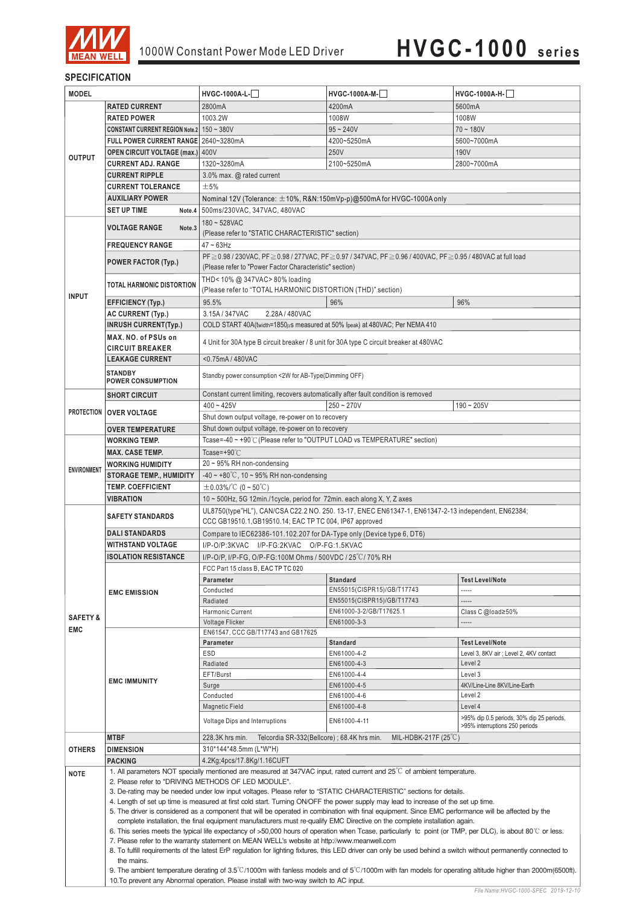# 1000W Constant Power Mode LED Driver

# HVGC-1000 series

## SPECIFICATION

| MODEL | | HVGC-1000A-L-☐ | HVGC-1000A-M-☐ | HVGC-1000A-H-☐ |
|---|---|---|---|---|
| OUTPUT | RATED CURRENT | 2800mA | 4200mA | 5600mA |
| | RATED POWER | 1003.2W | 1008W | 1008W |
| | CONSTANT CURRENT REGION Note.2 | 150 ~ 380V | 95 ~ 240V | 70 ~ 180V |
| | FULL POWER CURRENT RANGE | 2640~3280mA | 4200~5250mA | 5600~7000mA |
| | OPEN CIRCUIT VOLTAGE (max.) | 400V | 250V | 190V |
| | CURRENT ADJ. RANGE | 1320~3280mA | 2100~5250mA | 2800~7000mA |
| | CURRENT RIPPLE | 3.0% max. @ rated current | | |
| | CURRENT TOLERANCE | ±5% | | |
| | AUXILIARY POWER | Nominal 12V (Tolerance: ±10%, R&N:150mVp-p)@500mA for HVGC-1000A only | | |
| | SET UP TIME Note.4 | 500ms/230VAC, 347VAC, 480VAC | | |
| INPUT | VOLTAGE RANGE Note.3 | 180 ~ 528VAC (Please refer to "STATIC CHARACTERISTIC" section) | | |
| | FREQUENCY RANGE | 47 ~ 63Hz | | |
| | POWER FACTOR (Typ.) | PF≧0.98 / 230VAC, PF≧0.98 / 277VAC, PF≧0.97 / 347VAC, PF≧0.96 / 400VAC, PF≧0.95 / 480VAC at full load (Please refer to "Power Factor Characteristic" section) | | |
| | TOTAL HARMONIC DISTORTION | THD< 10% @ 347VAC> 80% loading (Please refer to "TOTAL HARMONIC DISTORTION (THD)" section) | | |
| | EFFICIENCY (Typ.) | 95.5% | 96% | 96% |
| | AC CURRENT (Typ.) | 3.15A / 347VAC 2.28A / 480VAC | | |
| | INRUSH CURRENT(Typ.) | COLD START 40A(twidth=1850μs measured at 50% Ipeak) at 480VAC; Per NEMA 410 | | |
| | MAX. NO. of PSUs on CIRCUIT BREAKER | 4 Unit for 30A type B circuit breaker / 8 unit for 30A type C circuit breaker at 480VAC | | |
| | LEAKAGE CURRENT | <0.75mA / 480VAC | | |
| | STANDBY POWER CONSUMPTION | Standby power consumption <2W for AB-Type(Dimming OFF) | | |
| PROTECTION | SHORT CIRCUIT | Constant current limiting, recovers automatically after fault condition is removed | | |
| | OVER VOLTAGE | 400 ~ 425V | 250 ~ 270V | 190 ~ 205V |
| | | Shut down output voltage, re-power on to recovery | | |
| | OVER TEMPERATURE | Shut down output voltage, re-power on to recovery | | |
| ENVIRONMENT | WORKING TEMP. | Tcase=-40 ~ +90℃ (Please refer to "OUTPUT LOAD vs TEMPERATURE" section) | | |
| | MAX. CASE TEMP. | Tcase=+90℃ | | |
| | WORKING HUMIDITY | 20 ~ 95% RH non-condensing | | |
| | STORAGE TEMP., HUMIDITY | -40 ~ +80℃, 10 ~ 95% RH non-condensing | | |
| | TEMP. COEFFICIENT | ±0.03%/℃ (0 ~ 50℃) | | |
| | VIBRATION | 10 ~ 500Hz, 5G 12min./1cycle, period for 72min. each along X, Y, Z axes | | |
| SAFETY & EMC | SAFETY STANDARDS | UL8750(type"HL"), CAN/CSA C22.2 NO. 250. 13-17, ENEC EN61347-1, EN61347-2-13 independent, EN62384; CCC GB19510.1,GB19510.14; EAC TP TC 004, IP67 approved | | |
| | DALI STANDARDS | Compare to IEC62386-101.102.207 for DA-Type only (Device type 6, DT6) | | |
| | WITHSTAND VOLTAGE | I/P-O/P:3KVAC I/P-FG:2KVAC O/P-FG:1.5KVAC | | |
| | ISOLATION RESISTANCE | I/P-O/P, I/P-FG, O/P-FG:100M Ohms / 500VDC / 25℃/ 70% RH | | |
| | EMC EMISSION | FCC Part 15 class B, EAC TP TC 020 | | |
| | | **Parameter** | **Standard** | **Test Level/Note** |
| | | Conducted | EN55015(CISPR15)/GB/T17743 | ----- |
| | | Radiated | EN55015(CISPR15)/GB/T17743 | ----- |
| | | Harmonic Current | EN61000-3-2/GB/T17625.1 | Class C @load≥50% |
| | | Voltage Flicker | EN61000-3-3 | ----- |
| | EMC IMMUNITY | EN61547, CCC GB/T17743 and GB17625 | | |
| | | **Parameter** | **Standard** | **Test Level/Note** |
| | | ESD | EN61000-4-2 | Level 3, 8KV air ; Level 2, 4KV contact |
| | | Radiated | EN61000-4-3 | Level 2 |
| | | EFT/Burst | EN61000-4-4 | Level 3 |
| | | Surge | EN61000-4-5 | 4KV/Line-Line 8KV/Line-Earth |
| | | Conducted | EN61000-4-6 | Level 2 |
| | | Magnetic Field | EN61000-4-8 | Level 4 |
| | | Voltage Dips and Interruptions | EN61000-4-11 | >95% dip 0.5 periods, 30% dip 25 periods, >95% interruptions 250 periods |
| OTHERS | MTBF | 228.3K hrs min. Telcordia SR-332(Bellcore) ; 68.4K hrs min. MIL-HDBK-217F (25℃) | | |
| | DIMENSION | 310*144*48.5mm (L*W*H) | | |
| | PACKING | 4.2Kg;4pcs/17.8Kg/1.16CUFT | | |

**NOTE**

1. All parameters NOT specially mentioned are measured at 347VAC input, rated current and 25℃ of ambient temperature.
2. Please refer to "DRIVING METHODS OF LED MODULE".
3. De-rating may be needed under low input voltages. Please refer to "STATIC CHARACTERISTIC" sections for details.
4. Length of set up time is measured at first cold start. Turning ON/OFF the power supply may lead to increase of the set up time.
5. The driver is considered as a component that will be operated in combination with final equipment. Since EMC performance will be affected by the complete installation, the final equipment manufacturers must re-qualify EMC Directive on the complete installation again.
6. This series meets the typical life expectancy of >50,000 hours of operation when Tcase, particularly tc point (or TMP, per DLC), is about 80℃ or less.
7. Please refer to the warranty statement on MEAN WELL's website at http://www.meanwell.com
8. To fulfill requirements of the latest ErP regulation for lighting fixtures, this LED driver can only be used behind a switch without permanently connected to the mains.
9. The ambient temperature derating of 3.5℃/1000m with fanless models and of 5℃/1000m with fan models for operating altitude higher than 2000m(6500ft).
10. To prevent any Abnormal operation. Please install with two-way switch to AC input.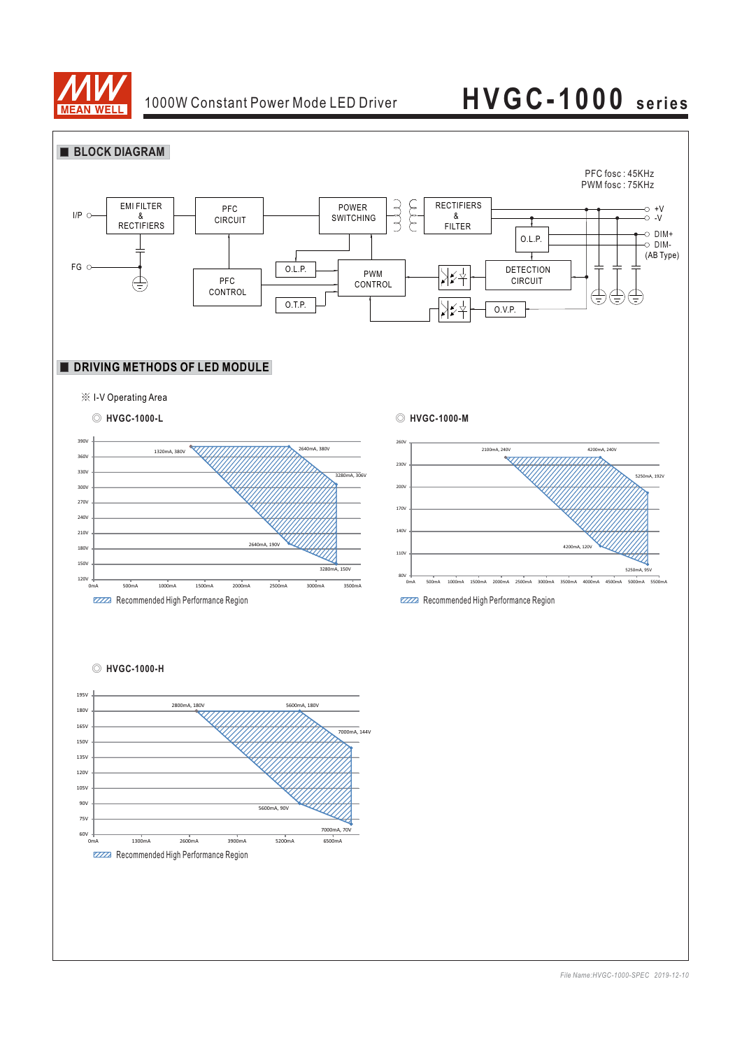## BLOCK DIAGRAM

PFC fosc : 45KHz
PWM fosc : 75KHz

I/P, FG, EMI FILTER & RECTIFIERS, PFC CIRCUIT, POWER SWITCHING, RECTIFIERS & FILTER, +V, -V, O.L.P., DIM+, DIM- (AB Type), PFC CONTROL, O.L.P., PWM CONTROL, DETECTION CIRCUIT, O.T.P., O.V.P.

## DRIVING METHODS OF LED MODULE

※ I-V Operating Area

◎ **HVGC-1000-L**

Points: 1320mA, 380V; 2640mA, 380V; 3280mA, 306V; 3280mA, 150V; 2640mA, 190V

Recommended High Performance Region

◎ **HVGC-1000-M**

Points: 2100mA, 240V; 4200mA, 240V; 5250mA, 192V; 5250mA, 95V; 4200mA, 120V

Recommended High Performance Region

◎ **HVGC-1000-H**

Points: 2800mA, 180V; 5600mA, 180V; 7000mA, 144V; 7000mA, 70V; 5600mA, 90V

Recommended High Performance Region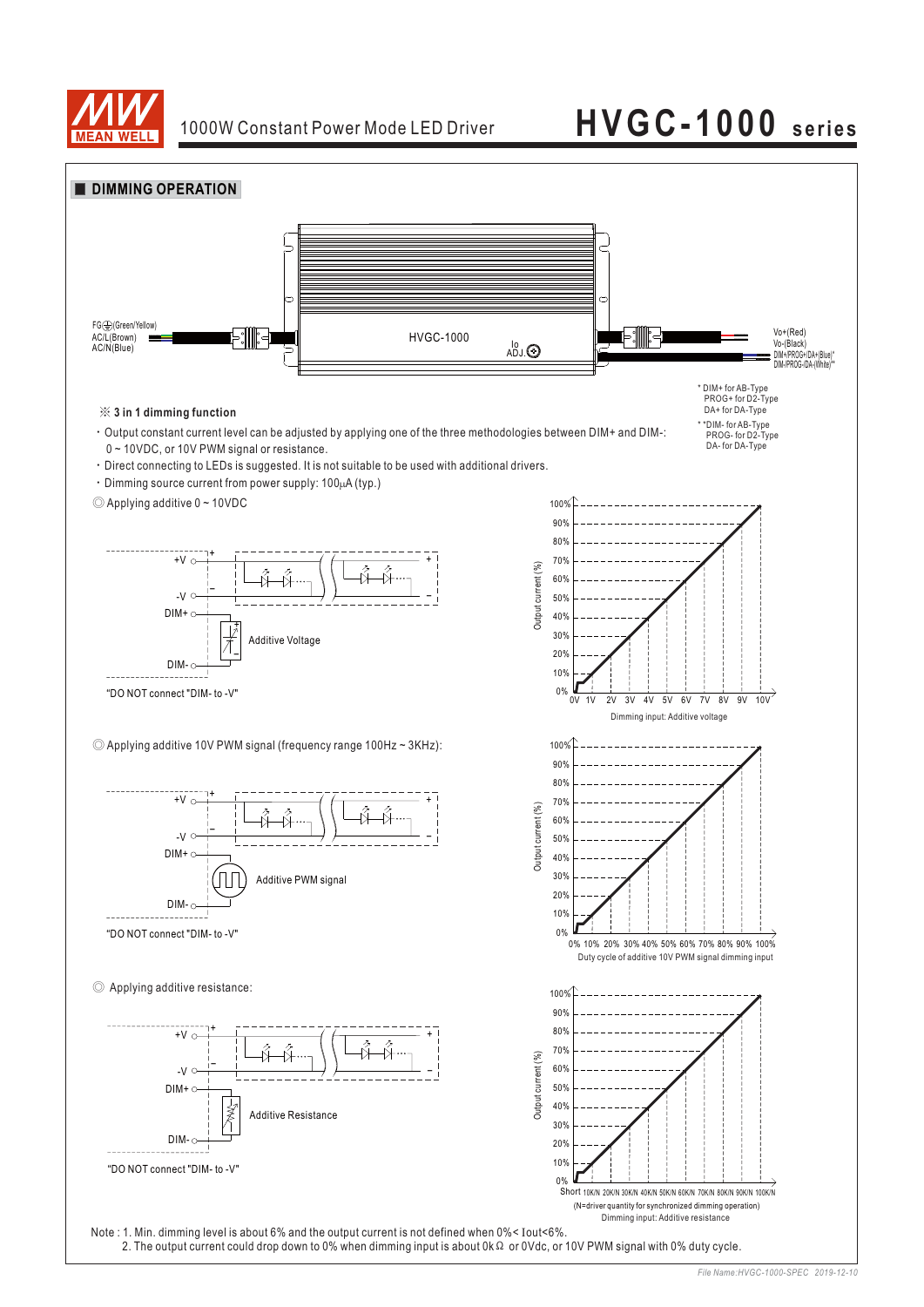## DIMMING OPERATION

FG⏚(Green/Yellow)
AC/L(Brown)
AC/N(Blue)

HVGC-1000

Io ADJ.

Vo+(Red)
Vo-(Black)
DIM+/PROG+/DA+(Blue)*
DIM-/PROG-/DA-(White)**

\* DIM+ for AB-Type
PROG+ for D2-Type
DA+ for DA-Type

\*\*DIM- for AB-Type
PROG- for D2-Type
DA- for DA-Type

### ※ 3 in 1 dimming function

- Output constant current level can be adjusted by applying one of the three methodologies between DIM+ and DIM-: 0 ~ 10VDC, or 10V PWM signal or resistance.
- Direct connecting to LEDs is suggested. It is not suitable to be used with additional drivers.
- Dimming source current from power supply: 100μA (typ.)

◎ Applying additive 0 ~ 10VDC

+V, -V, DIM+, DIM-, Additive Voltage

"DO NOT connect "DIM- to -V"

Output current (%): 0% – 100%

0V 1V 2V 3V 4V 5V 6V 7V 8V 9V 10V

Dimming input: Additive voltage

◎ Applying additive 10V PWM signal (frequency range 100Hz ~ 3KHz):

+V, -V, DIM+, DIM-, Additive PWM signal

"DO NOT connect "DIM- to -V"

Output current (%): 0% – 100%

0% 10% 20% 30% 40% 50% 60% 70% 80% 90% 100%

Duty cycle of additive 10V PWM signal dimming input

◎ Applying additive resistance:

+V, -V, DIM+, DIM-, Additive Resistance

"DO NOT connect "DIM- to -V"

Output current (%): 0% – 100%

Short 10K/N 20K/N 30K/N 40K/N 50K/N 60K/N 70K/N 80K/N 90K/N 100K/N

(N=driver quantity for synchronized dimming operation)

Dimming input: Additive resistance

Note : 1. Min. dimming level is about 6% and the output current is not defined when 0%< Iout<6%.
2. The output current could drop down to 0% when dimming input is about 0kΩ or 0Vdc, or 10V PWM signal with 0% duty cycle.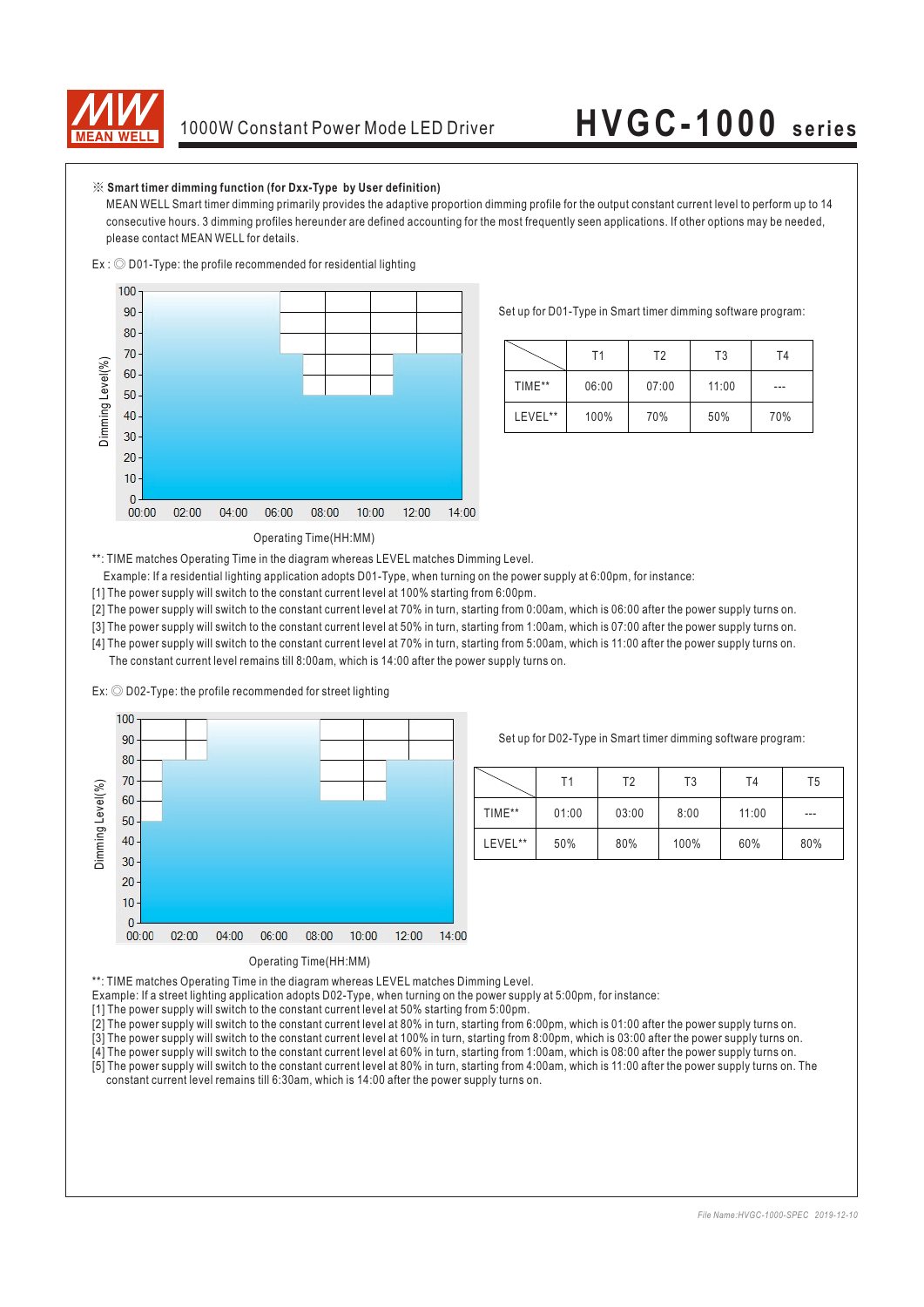※ **Smart timer dimming function (for Dxx-Type by User definition)**

MEAN WELL Smart timer dimming primarily provides the adaptive proportion dimming profile for the output constant current level to perform up to 14 consecutive hours. 3 dimming profiles hereunder are defined accounting for the most frequently seen applications. If other options may be needed, please contact MEAN WELL for details.

Ex : ◎ D01-Type: the profile recommended for residential lighting

Set up for D01-Type in Smart timer dimming software program:

| | T1 | T2 | T3 | T4 |
|---|---|---|---|---|
| TIME** | 06:00 | 07:00 | 11:00 | --- |
| LEVEL** | 100% | 70% | 50% | 70% |

Operating Time(HH:MM)

**: TIME matches Operating Time in the diagram whereas LEVEL matches Dimming Level.

Example: If a residential lighting application adopts D01-Type, when turning on the power supply at 6:00pm, for instance:

[1] The power supply will switch to the constant current level at 100% starting from 6:00pm.

[2] The power supply will switch to the constant current level at 70% in turn, starting from 0:00am, which is 06:00 after the power supply turns on.

[3] The power supply will switch to the constant current level at 50% in turn, starting from 1:00am, which is 07:00 after the power supply turns on.

[4] The power supply will switch to the constant current level at 70% in turn, starting from 5:00am, which is 11:00 after the power supply turns on. The constant current level remains till 8:00am, which is 14:00 after the power supply turns on.

Ex: ◎ D02-Type: the profile recommended for street lighting

Set up for D02-Type in Smart timer dimming software program:

| | T1 | T2 | T3 | T4 | T5 |
|---|---|---|---|---|---|
| TIME** | 01:00 | 03:00 | 8:00 | 11:00 | --- |
| LEVEL** | 50% | 80% | 100% | 60% | 80% |

Operating Time(HH:MM)

**: TIME matches Operating Time in the diagram whereas LEVEL matches Dimming Level.

Example: If a street lighting application adopts D02-Type, when turning on the power supply at 5:00pm, for instance:

[1] The power supply will switch to the constant current level at 50% starting from 5:00pm.

[2] The power supply will switch to the constant current level at 80% in turn, starting from 6:00pm, which is 01:00 after the power supply turns on.

[3] The power supply will switch to the constant current level at 100% in turn, starting from 8:00pm, which is 03:00 after the power supply turns on.

[4] The power supply will switch to the constant current level at 60% in turn, starting from 1:00am, which is 08:00 after the power supply turns on.

[5] The power supply will switch to the constant current level at 80% in turn, starting from 4:00am, which is 11:00 after the power supply turns on. The constant current level remains till 6:30am, which is 14:00 after the power supply turns on.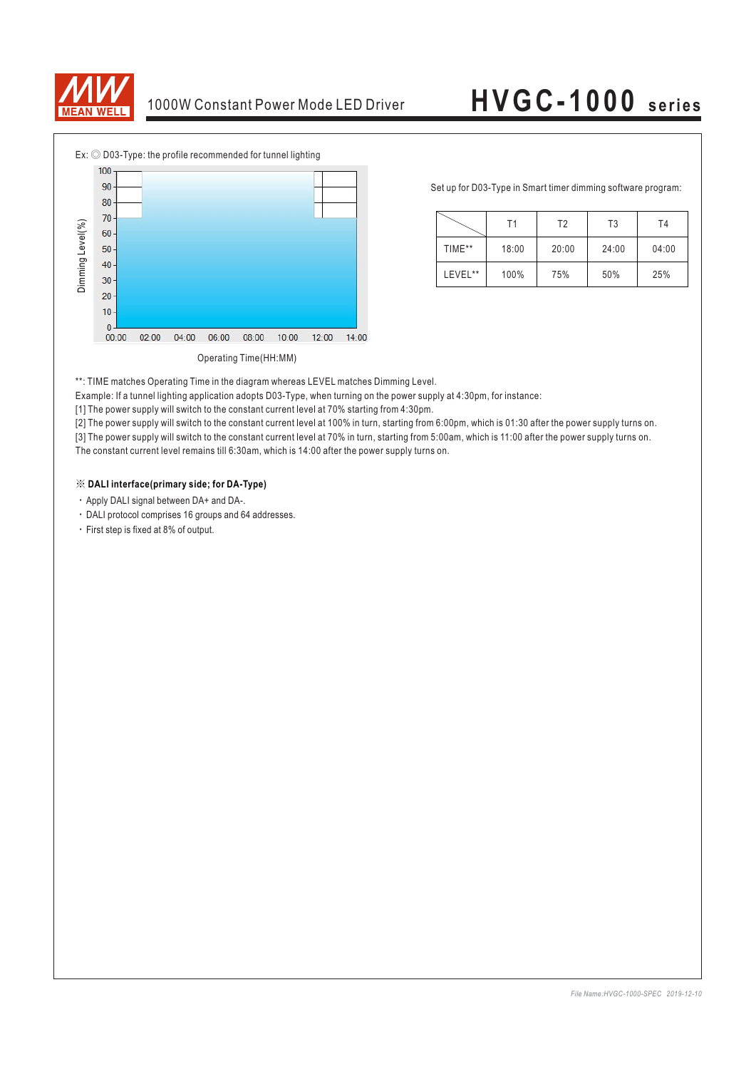Ex: ◎ D03-Type: the profile recommended for tunnel lighting

Dimming Level(%)

Operating Time(HH:MM)

Set up for D03-Type in Smart timer dimming software program:

| | T1 | T2 | T3 | T4 |
|---|---|---|---|---|
| TIME** | 18:00 | 20:00 | 24:00 | 04:00 |
| LEVEL** | 100% | 75% | 50% | 25% |

**: TIME matches Operating Time in the diagram whereas LEVEL matches Dimming Level.

Example: If a tunnel lighting application adopts D03-Type, when turning on the power supply at 4:30pm, for instance:

[1] The power supply will switch to the constant current level at 70% starting from 4:30pm.

[2] The power supply will switch to the constant current level at 100% in turn, starting from 6:00pm, which is 01:30 after the power supply turns on.

[3] The power supply will switch to the constant current level at 70% in turn, starting from 5:00am, which is 11:00 after the power supply turns on. The constant current level remains till 6:30am, which is 14:00 after the power supply turns on.

※ **DALI interface(primary side; for DA-Type)**

- Apply DALI signal between DA+ and DA-.
- DALI protocol comprises 16 groups and 64 addresses.
- First step is fixed at 8% of output.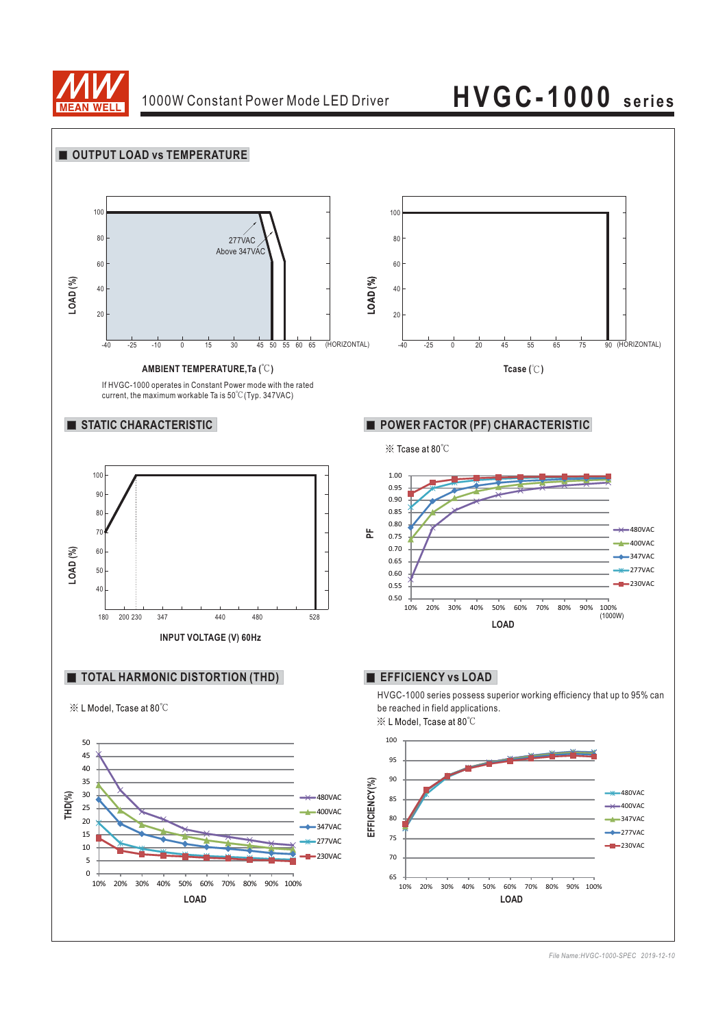## OUTPUT LOAD vs TEMPERATURE

LOAD (%)

100, 80, 60, 40, 20

-40 -25 -10 0 15 30 45 50 55 60 65 (HORIZONTAL)

277VAC

Above 347VAC

**AMBIENT TEMPERATURE,Ta (℃)**

If HVGC-1000 operates in Constant Power mode with the rated current, the maximum workable Ta is 50℃(Typ. 347VAC)

LOAD (%)

100, 80, 60, 40, 20

-40 -25 0 20 45 55 65 75 90 (HORIZONTAL)

**Tcase (℃)**

## STATIC CHARACTERISTIC

LOAD (%)

100, 90, 80, 70, 60, 50, 40

180 200 230 347 440 480 528

**INPUT VOLTAGE (V) 60Hz**

## POWER FACTOR (PF) CHARACTERISTIC

※ Tcase at 80℃

PF

1.00, 0.95, 0.90, 0.85, 0.80, 0.75, 0.70, 0.65, 0.60, 0.55, 0.50

10% 20% 30% 40% 50% 60% 70% 80% 90% 100% (1000W)

**LOAD**

480VAC, 400VAC, 347VAC, 277VAC, 230VAC

## TOTAL HARMONIC DISTORTION (THD)

※ L Model, Tcase at 80℃

THD(%)

50, 45, 40, 35, 30, 25, 20, 15, 10, 5, 0

10% 20% 30% 40% 50% 60% 70% 80% 90% 100%

**LOAD**

480VAC, 400VAC, 347VAC, 277VAC, 230VAC

## EFFICIENCY vs LOAD

HVGC-1000 series possess superior working efficiency that up to 95% can be reached in field applications.

※ L Model, Tcase at 80℃

EFFICIENCY(%)

100, 95, 90, 85, 80, 75, 70, 65

10% 20% 30% 40% 50% 60% 70% 80% 90% 100%

**LOAD**

480VAC, 400VAC, 347VAC, 277VAC, 230VAC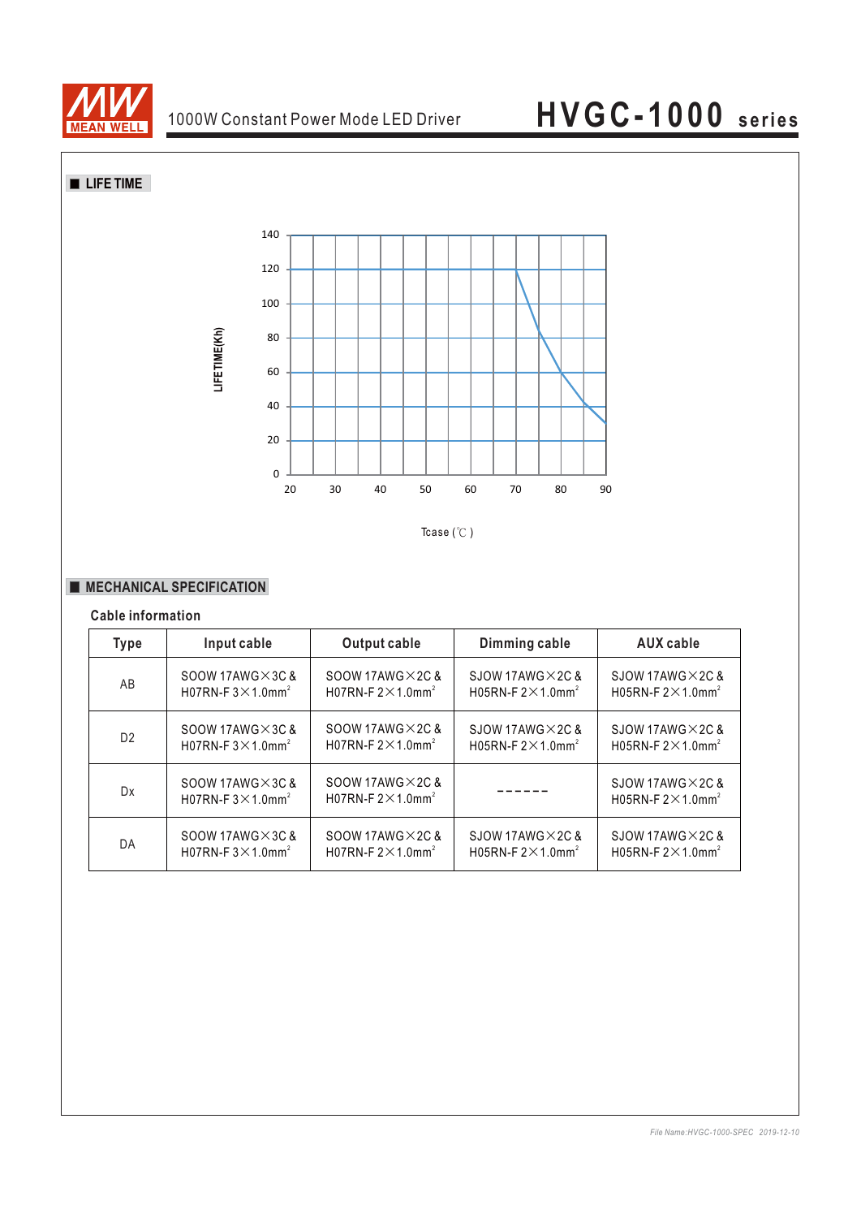## LIFE TIME

LIFETIME(Kh)

140
120
100
80
60
40
20
0

20 30 40 50 60 70 80 90

Tcase (℃)

## MECHANICAL SPECIFICATION

**Cable information**

| Type | Input cable | Output cable | Dimming cable | AUX cable |
|---|---|---|---|---|
| AB | SOOW 17AWG×3C & H07RN-F 3×1.0mm² | SOOW 17AWG×2C & H07RN-F 2×1.0mm² | SJOW 17AWG×2C & H05RN-F 2×1.0mm² | SJOW 17AWG×2C & H05RN-F 2×1.0mm² |
| D2 | SOOW 17AWG×3C & H07RN-F 3×1.0mm² | SOOW 17AWG×2C & H07RN-F 2×1.0mm² | SJOW 17AWG×2C & H05RN-F 2×1.0mm² | SJOW 17AWG×2C & H05RN-F 2×1.0mm² |
| Dx | SOOW 17AWG×3C & H07RN-F 3×1.0mm² | SOOW 17AWG×2C & H07RN-F 2×1.0mm² | ------ | SJOW 17AWG×2C & H05RN-F 2×1.0mm² |
| DA | SOOW 17AWG×3C & H07RN-F 3×1.0mm² | SOOW 17AWG×2C & H07RN-F 2×1.0mm² | SJOW 17AWG×2C & H05RN-F 2×1.0mm² | SJOW 17AWG×2C & H05RN-F 2×1.0mm² |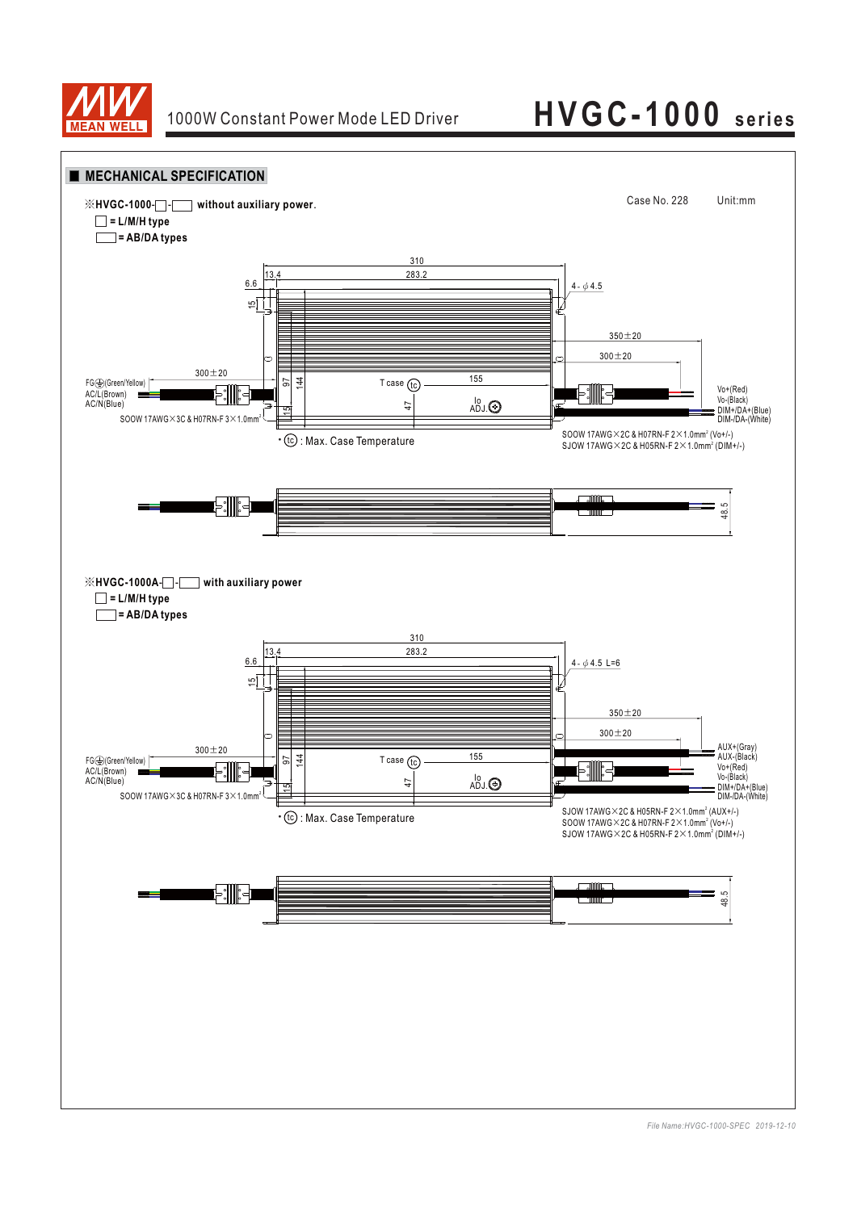## MECHANICAL SPECIFICATION

※HVGC-1000-□-▭ without auxiliary power.

□ = L/M/H type

▭ = AB/DA types

Case No. 228 Unit:mm

310
13.4
283.2
6.6
4 - φ4.5
15
350±20
300±20
300±20
97
144
T case tc
155
FG⏚(Green/Yellow)
AC/L(Brown)
AC/N(Blue)
47
Io ADJ.
15
Vo+(Red)
Vo-(Black)
DIM+/DA+(Blue)
DIM-/DA-(White)
SOOW 17AWG×3C & H07RN-F 3×1.0mm²
SOOW 17AWG×2C & H07RN-F 2×1.0mm² (Vo+/-)
SJOW 17AWG×2C & H05RN-F 2×1.0mm² (DIM+/-)

• tc : Max. Case Temperature

48.5

※HVGC-1000A-□-▭ with auxiliary power

□ = L/M/H type

▭ = AB/DA types

310
13.4
283.2
6.6
4 - φ4.5 L=6
15
350±20
300±20
300±20
97
144
T case tc
155
AUX+(Gray)
AUX-(Black)
FG⏚(Green/Yellow)
AC/L(Brown)
AC/N(Blue)
Vo+(Red)
Vo-(Black)
47
Io ADJ.
DIM+/DA+(Blue)
DIM-/DA-(White)
15
SOOW 17AWG×3C & H07RN-F 3×1.0mm²
SJOW 17AWG×2C & H05RN-F 2×1.0mm² (AUX+/-)
SOOW 17AWG×2C & H07RN-F 2×1.0mm² (Vo+/-)
SJOW 17AWG×2C & H05RN-F 2×1.0mm² (DIM+/-)

• tc : Max. Case Temperature

48.5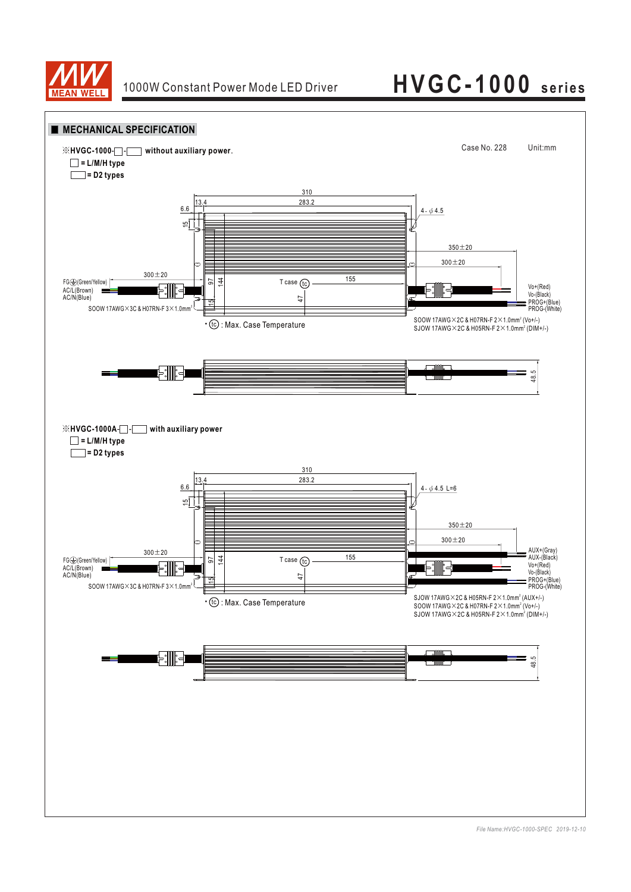## ■ MECHANICAL SPECIFICATION

※**HVGC-1000-□-▭ without auxiliary power.**

□ = **L/M/H type**

▭ = **D2 types**

Case No. 228 Unit:mm

310

283.2

13.4

6.6

15

4 - ϕ4.5

350±20

300±20

300±20

FG⏚(Green/Yellow)

AC/L(Brown)

AC/N(Blue)

97

144

T case (tc)

155

47

15

Vo+(Red)

Vo-(Black)

PROG+(Blue)

PROG-(White)

SOOW 17AWG×3C & H07RN-F 3×1.0mm²

• (tc) : Max. Case Temperature

SOOW 17AWG×2C & H07RN-F 2×1.0mm² (Vo+/-)

SJOW 17AWG×2C & H05RN-F 2×1.0mm² (DIM+/-)

48.5

※**HVGC-1000A-□-▭ with auxiliary power**

□ = **L/M/H type**

▭ = **D2 types**

310

283.2

13.4

6.6

15

4 - ϕ4.5 L=6

350±20

300±20

300±20

FG⏚(Green/Yellow)

AC/L(Brown)

AC/N(Blue)

97

144

T case (tc)

155

47

15

AUX+(Gray)

AUX-(Black)

Vo+(Red)

Vo-(Black)

PROG+(Blue)

PROG-(White)

SOOW 17AWG×3C & H07RN-F 3×1.0mm²

• (tc) : Max. Case Temperature

SJOW 17AWG×2C & H05RN-F 2×1.0mm² (AUX+/-)

SOOW 17AWG×2C & H07RN-F 2×1.0mm² (Vo+/-)

SJOW 17AWG×2C & H05RN-F 2×1.0mm² (DIM+/-)

48.5

*File Name:HVGC-1000-SPEC 2019-12-10*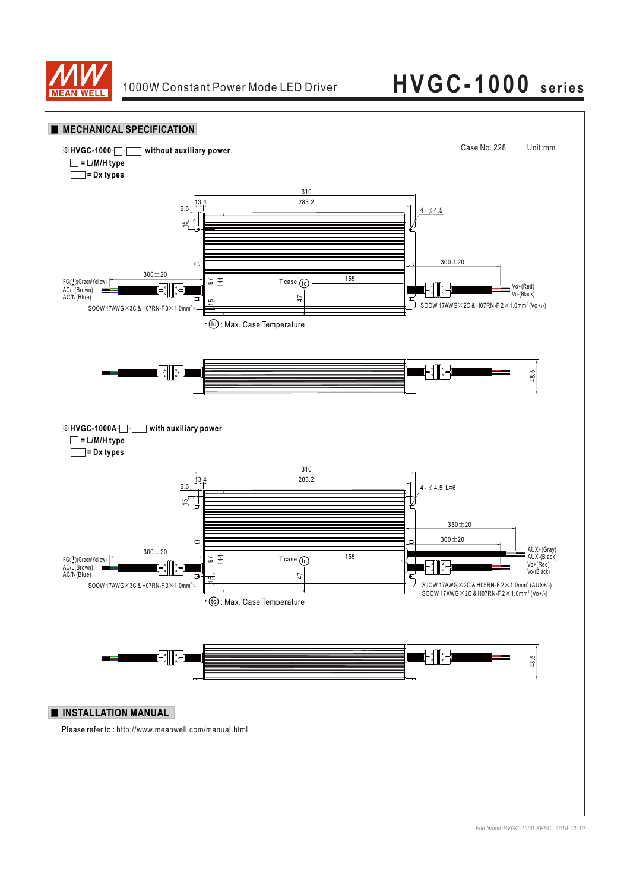## MECHANICAL SPECIFICATION

※HVGC-1000-□-▭ without auxiliary power.
□ = L/M/H type
▭ = Dx types

Case No. 228　　Unit:mm

310
283.2
13.4
6.6
15
4 - ϕ4.5
300±20
300±20
FG⏚(Green/Yellow)
AC/L(Brown)
AC/N(Blue)
97
144
T case (tc)
155
Vo+(Red)
Vo-(Black)
47
15
SOOW 17AWG×3C & H07RN-F 3×1.0mm²
SOOW 17AWG×2C & H07RN-F 2×1.0mm² (Vo+/-)

• (tc) : Max. Case Temperature

48.5

※HVGC-1000A-□-▭ with auxiliary power
□ = L/M/H type
▭ = Dx types

310
283.2
13.4
6.6
15
4 - ϕ4.5 L=6
350±20
300±20
300±20
FG⏚(Green/Yellow)
AC/L(Brown)
AC/N(Blue)
97
144
T case (tc)
155
AUX+(Gray)
AUX-(Black)
Vo+(Red)
Vo-(Black)
47
15
SOOW 17AWG×3C & H07RN-F 3×1.0mm²
SJOW 17AWG×2C & H05RN-F 2×1.0mm² (AUX+/-)
SOOW 17AWG×2C & H07RN-F 2×1.0mm² (Vo+/-)

• (tc) : Max. Case Temperature

48.5

## INSTALLATION MANUAL

Please refer to : http://www.meanwell.com/manual.html